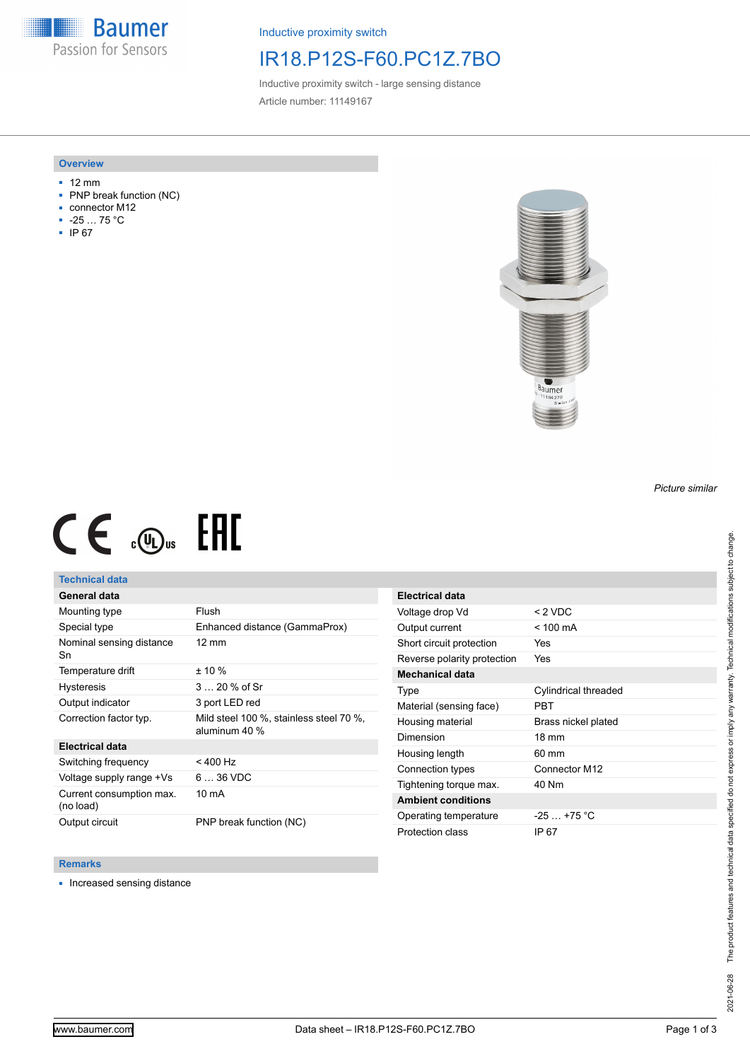Baumer
Passion for Sensors

Inductive proximity switch

# IR18.P12S-F60.PC1Z.7BO

Inductive proximity switch - large sensing distance

Article number: 11149167

## Overview

- 12 mm
- PNP break function (NC)
- connector M12
- -25 … 75 °C
- IP 67

*Picture similar*

## Technical data

| General data | |
|---|---|
| Mounting type | Flush |
| Special type | Enhanced distance (GammaProx) |
| Nominal sensing distance Sn | 12 mm |
| Temperature drift | ± 10 % |
| Hysteresis | 3 … 20 % of Sr |
| Output indicator | 3 port LED red |
| Correction factor typ. | Mild steel 100 %, stainless steel 70 %, aluminum 40 % |
| **Electrical data** | |
| Switching frequency | < 400 Hz |
| Voltage supply range +Vs | 6 … 36 VDC |
| Current consumption max. (no load) | 10 mA |
| Output circuit | PNP break function (NC) |

| Electrical data | |
|---|---|
| Voltage drop Vd | < 2 VDC |
| Output current | < 100 mA |
| Short circuit protection | Yes |
| Reverse polarity protection | Yes |
| **Mechanical data** | |
| Type | Cylindrical threaded |
| Material (sensing face) | PBT |
| Housing material | Brass nickel plated |
| Dimension | 18 mm |
| Housing length | 60 mm |
| Connection types | Connector M12 |
| Tightening torque max. | 40 Nm |
| **Ambient conditions** | |
| Operating temperature | -25 … +75 °C |
| Protection class | IP 67 |

## Remarks

- Increased sensing distance

2021-06-28 The product features and technical data specified do not express or imply any warranty. Technical modifications subject to change.

www.baumer.com

Data sheet – IR18.P12S-F60.PC1Z.7BO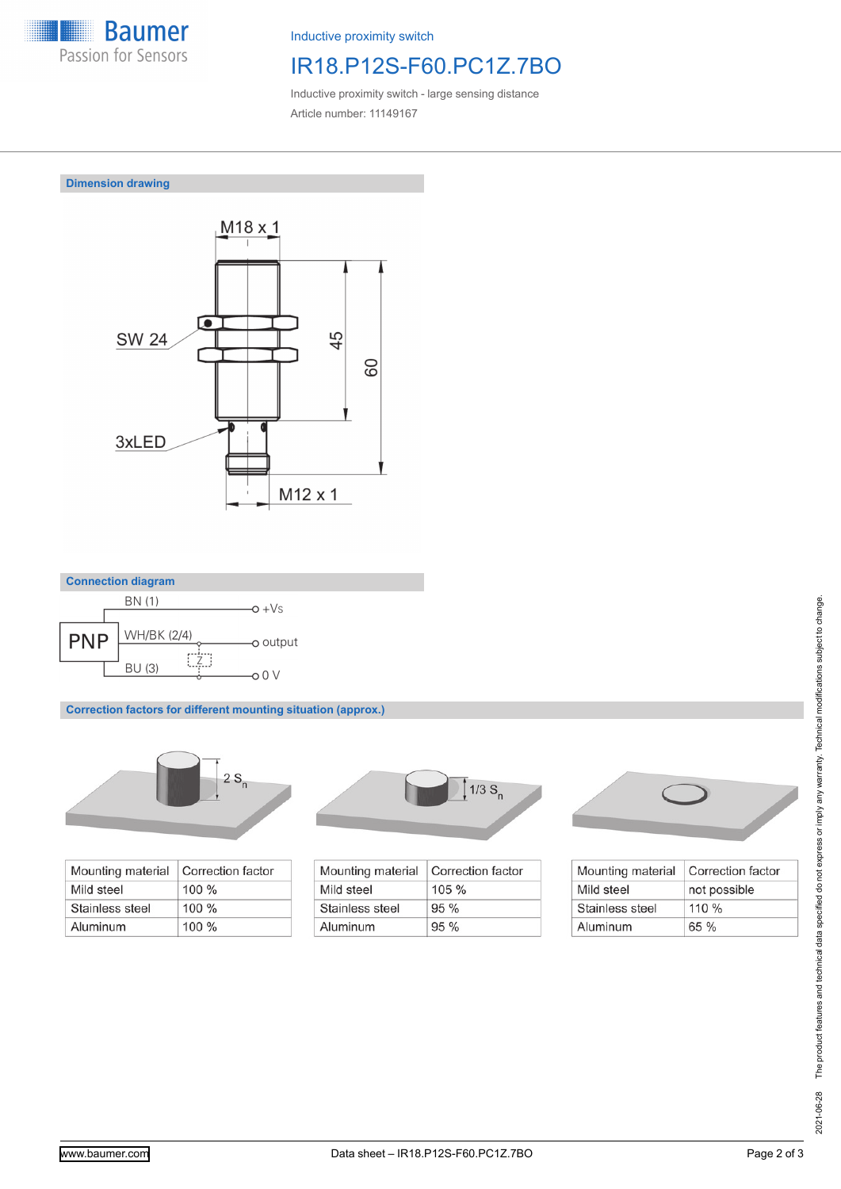Inductive proximity switch

# IR18.P12S-F60.PC1Z.7BO

Inductive proximity switch - large sensing distance

Article number: 11149167

## Dimension drawing

M18 x 1

SW 24

45

60

3xLED

M12 x 1

## Connection diagram

PNP

BN (1) — +Vs

WH/BK (2/4) — output

BU (3) — 0 V

Z

## Correction factors for different mounting situation (approx.)

2 $S_n$

| Mounting material | Correction factor |
|---|---|
| Mild steel | 100 % |
| Stainless steel | 100 % |
| Aluminum | 100 % |

1/3 $S_n$

| Mounting material | Correction factor |
|---|---|
| Mild steel | 105 % |
| Stainless steel | 95 % |
| Aluminum | 95 % |

| Mounting material | Correction factor |
|---|---|
| Mild steel | not possible |
| Stainless steel | 110 % |
| Aluminum | 65 % |

2021-06-28 The product features and technical data specified do not express or imply any warranty. Technical modifications subject to change.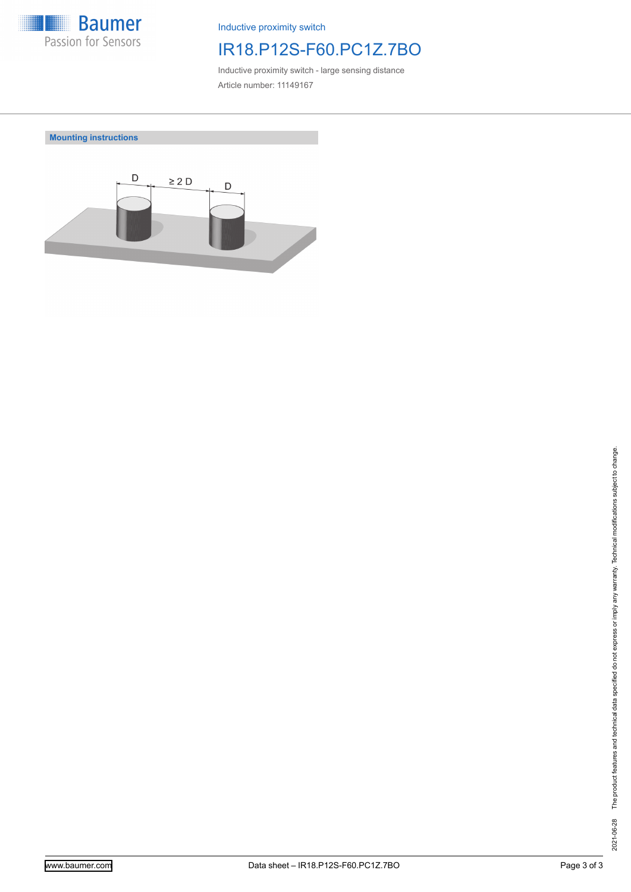Inductive proximity switch

# IR18.P12S-F60.PC1Z.7BO

Inductive proximity switch - large sensing distance

Article number: 11149167

## Mounting instructions

D

≥ 2 D

D